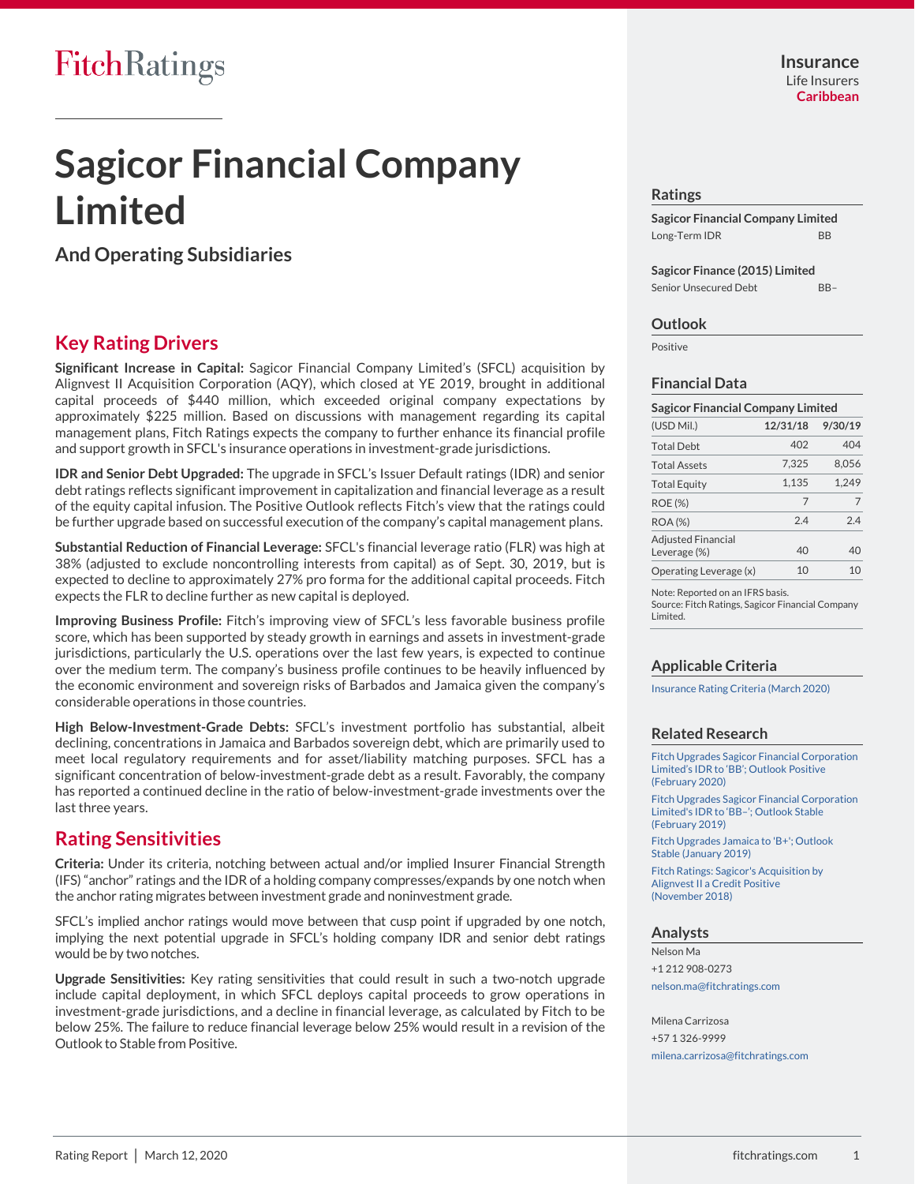FitchRatings

# Sagicor Financial Company Limited

## And Operating Subsidiaries

## Key Rating Drivers

**Significant Increase in Capital:** Sagicor Financial Company Limited's (SFCL) acquisition by Alignvest II Acquisition Corporation (AQY), which closed at YE 2019, brought in additional capital proceeds of $440 million, which exceeded original company expectations by approximately $225 million. Based on discussions with management regarding its capital management plans, Fitch Ratings expects the company to further enhance its financial profile and support growth in SFCL's insurance operations in investment-grade jurisdictions.

**IDR and Senior Debt Upgraded:** The upgrade in SFCL's Issuer Default ratings (IDR) and senior debt ratings reflects significant improvement in capitalization and financial leverage as a result of the equity capital infusion. The Positive Outlook reflects Fitch's view that the ratings could be further upgrade based on successful execution of the company's capital management plans.

**Substantial Reduction of Financial Leverage:** SFCL's financial leverage ratio (FLR) was high at 38% (adjusted to exclude noncontrolling interests from capital) as of Sept. 30, 2019, but is expected to decline to approximately 27% pro forma for the additional capital proceeds. Fitch expects the FLR to decline further as new capital is deployed.

**Improving Business Profile:** Fitch's improving view of SFCL's less favorable business profile score, which has been supported by steady growth in earnings and assets in investment-grade jurisdictions, particularly the U.S. operations over the last few years, is expected to continue over the medium term. The company's business profile continues to be heavily influenced by the economic environment and sovereign risks of Barbados and Jamaica given the company's considerable operations in those countries.

**High Below-Investment-Grade Debts:** SFCL's investment portfolio has substantial, albeit declining, concentrations in Jamaica and Barbados sovereign debt, which are primarily used to meet local regulatory requirements and for asset/liability matching purposes. SFCL has a significant concentration of below-investment-grade debt as a result. Favorably, the company has reported a continued decline in the ratio of below-investment-grade investments over the last three years.

## Rating Sensitivities

**Criteria:** Under its criteria, notching between actual and/or implied Insurer Financial Strength (IFS) "anchor" ratings and the IDR of a holding company compresses/expands by one notch when the anchor rating migrates between investment grade and noninvestment grade.

SFCL's implied anchor ratings would move between that cusp point if upgraded by one notch, implying the next potential upgrade in SFCL's holding company IDR and senior debt ratings would be by two notches.

**Upgrade Sensitivities:** Key rating sensitivities that could result in such a two-notch upgrade include capital deployment, in which SFCL deploys capital proceeds to grow operations in investment-grade jurisdictions, and a decline in financial leverage, as calculated by Fitch to be below 25%. The failure to reduce financial leverage below 25% would result in a revision of the Outlook to Stable from Positive.

**Insurance**
Life Insurers
**Caribbean**

### Ratings

**Sagicor Financial Company Limited**

| | |
|---|---|
| Long-Term IDR | BB |

**Sagicor Finance (2015) Limited**

| | |
|---|---|
| Senior Unsecured Debt | BB– |

### Outlook

Positive

### Financial Data

**Sagicor Financial Company Limited**

| (USD Mil.) | 12/31/18 | 9/30/19 |
|---|---|---|
| Total Debt | 402 | 404 |
| Total Assets | 7,325 | 8,056 |
| Total Equity | 1,135 | 1,249 |
| ROE (%) | 7 | 7 |
| ROA (%) | 2.4 | 2.4 |
| Adjusted Financial Leverage (%) | 40 | 40 |
| Operating Leverage (x) | 10 | 10 |

Note: Reported on an IFRS basis.
Source: Fitch Ratings, Sagicor Financial Company Limited.

### Applicable Criteria

Insurance Rating Criteria (March 2020)

### Related Research

Fitch Upgrades Sagicor Financial Corporation Limited's IDR to 'BB'; Outlook Positive (February 2020)

Fitch Upgrades Sagicor Financial Corporation Limited's IDR to 'BB–'; Outlook Stable (February 2019)

Fitch Upgrades Jamaica to 'B+'; Outlook Stable (January 2019)

Fitch Ratings: Sagicor's Acquisition by Alignvest II a Credit Positive (November 2018)

### Analysts

Nelson Ma
+1 212 908-0273
nelson.ma@fitchratings.com

Milena Carrizosa
+57 1 326-9999
milena.carrizosa@fitchratings.com

Rating Report | March 12, 2020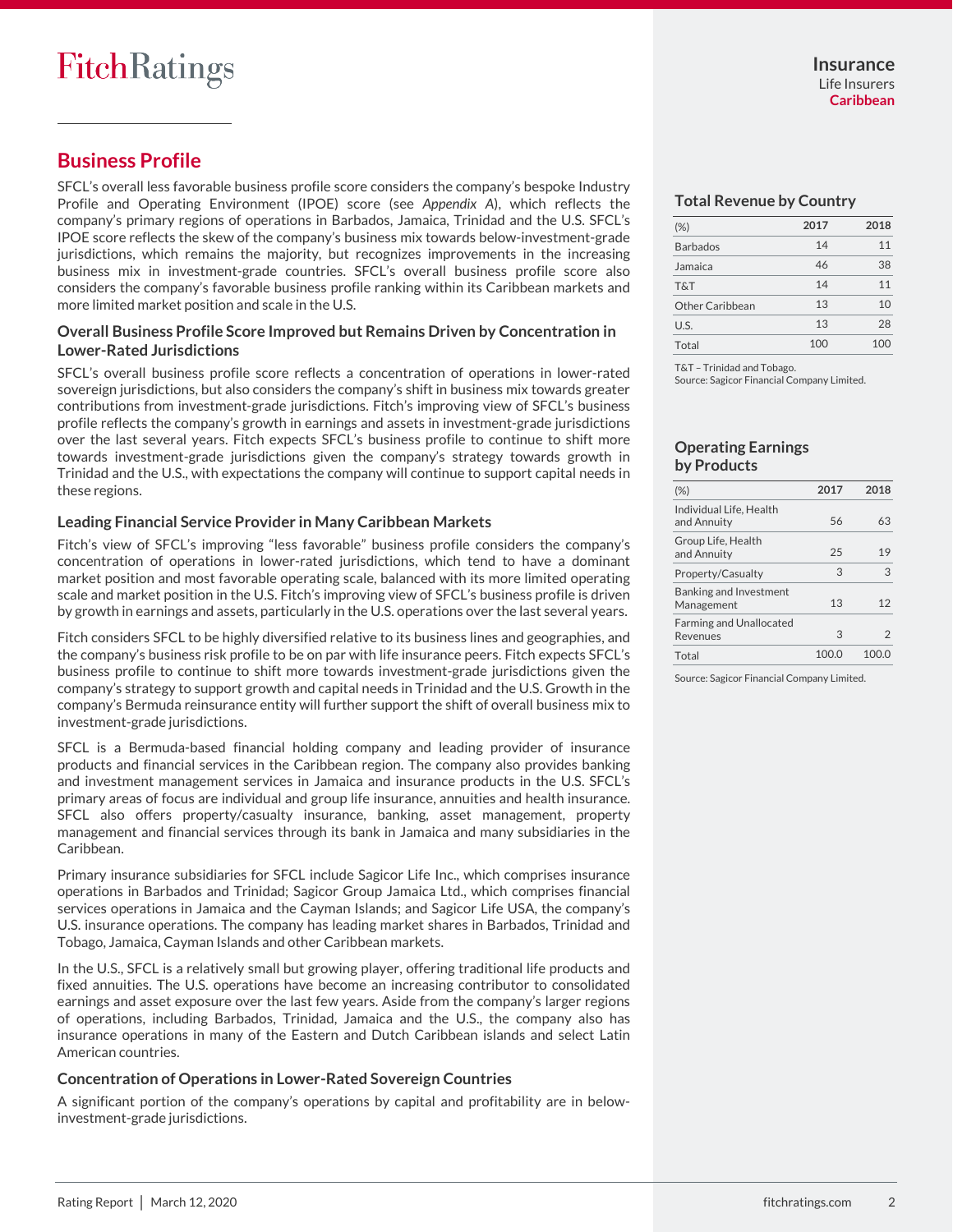## Business Profile

SFCL's overall less favorable business profile score considers the company's bespoke Industry Profile and Operating Environment (IPOE) score (see *Appendix A*), which reflects the company's primary regions of operations in Barbados, Jamaica, Trinidad and the U.S. SFCL's IPOE score reflects the skew of the company's business mix towards below-investment-grade jurisdictions, which remains the majority, but recognizes improvements in the increasing business mix in investment-grade countries. SFCL's overall business profile score also considers the company's favorable business profile ranking within its Caribbean markets and more limited market position and scale in the U.S.

### Overall Business Profile Score Improved but Remains Driven by Concentration in Lower-Rated Jurisdictions

SFCL's overall business profile score reflects a concentration of operations in lower-rated sovereign jurisdictions, but also considers the company's shift in business mix towards greater contributions from investment-grade jurisdictions. Fitch's improving view of SFCL's business profile reflects the company's growth in earnings and assets in investment-grade jurisdictions over the last several years. Fitch expects SFCL's business profile to continue to shift more towards investment-grade jurisdictions given the company's strategy towards growth in Trinidad and the U.S., with expectations the company will continue to support capital needs in these regions.

### Leading Financial Service Provider in Many Caribbean Markets

Fitch's view of SFCL's improving "less favorable" business profile considers the company's concentration of operations in lower-rated jurisdictions, which tend to have a dominant market position and most favorable operating scale, balanced with its more limited operating scale and market position in the U.S. Fitch's improving view of SFCL's business profile is driven by growth in earnings and assets, particularly in the U.S. operations over the last several years.

Fitch considers SFCL to be highly diversified relative to its business lines and geographies, and the company's business risk profile to be on par with life insurance peers. Fitch expects SFCL's business profile to continue to shift more towards investment-grade jurisdictions given the company's strategy to support growth and capital needs in Trinidad and the U.S. Growth in the company's Bermuda reinsurance entity will further support the shift of overall business mix to investment-grade jurisdictions.

SFCL is a Bermuda-based financial holding company and leading provider of insurance products and financial services in the Caribbean region. The company also provides banking and investment management services in Jamaica and insurance products in the U.S. SFCL's primary areas of focus are individual and group life insurance, annuities and health insurance. SFCL also offers property/casualty insurance, banking, asset management, property management and financial services through its bank in Jamaica and many subsidiaries in the Caribbean.

Primary insurance subsidiaries for SFCL include Sagicor Life Inc., which comprises insurance operations in Barbados and Trinidad; Sagicor Group Jamaica Ltd., which comprises financial services operations in Jamaica and the Cayman Islands; and Sagicor Life USA, the company's U.S. insurance operations. The company has leading market shares in Barbados, Trinidad and Tobago, Jamaica, Cayman Islands and other Caribbean markets.

In the U.S., SFCL is a relatively small but growing player, offering traditional life products and fixed annuities. The U.S. operations have become an increasing contributor to consolidated earnings and asset exposure over the last few years. Aside from the company's larger regions of operations, including Barbados, Trinidad, Jamaica and the U.S., the company also has insurance operations in many of the Eastern and Dutch Caribbean islands and select Latin American countries.

### Concentration of Operations in Lower-Rated Sovereign Countries

A significant portion of the company's operations by capital and profitability are in below-investment-grade jurisdictions.

#### Total Revenue by Country

| (%) | 2017 | 2018 |
|---|---|---|
| Barbados | 14 | 11 |
| Jamaica | 46 | 38 |
| T&T | 14 | 11 |
| Other Caribbean | 13 | 10 |
| U.S. | 13 | 28 |
| Total | 100 | 100 |

T&T – Trinidad and Tobago.
Source: Sagicor Financial Company Limited.

#### Operating Earnings by Products

| (%) | 2017 | 2018 |
|---|---|---|
| Individual Life, Health and Annuity | 56 | 63 |
| Group Life, Health and Annuity | 25 | 19 |
| Property/Casualty | 3 | 3 |
| Banking and Investment Management | 13 | 12 |
| Farming and Unallocated Revenues | 3 | 2 |
| Total | 100.0 | 100.0 |

Source: Sagicor Financial Company Limited.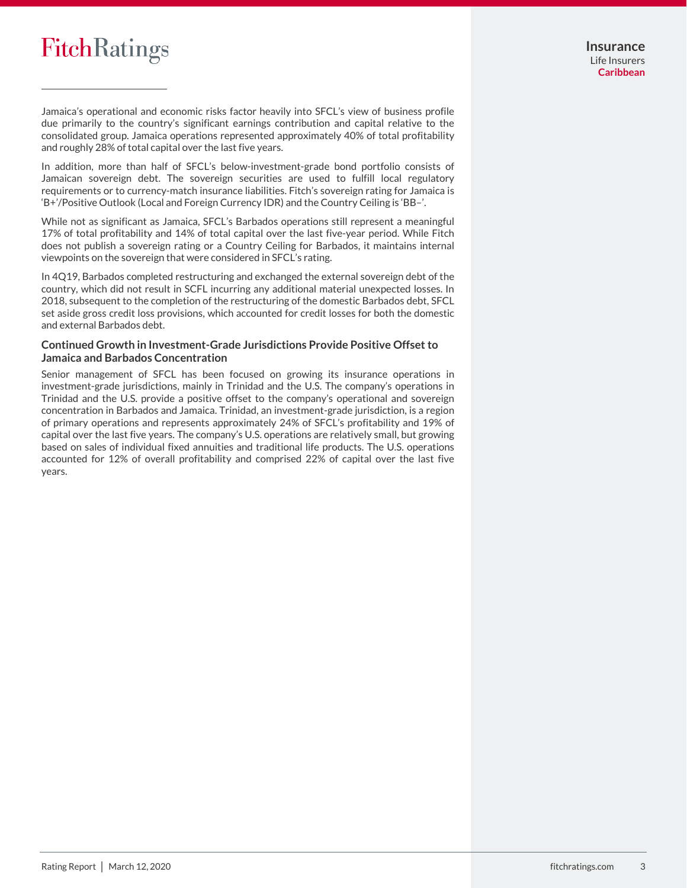Jamaica's operational and economic risks factor heavily into SFCL's view of business profile due primarily to the country's significant earnings contribution and capital relative to the consolidated group. Jamaica operations represented approximately 40% of total profitability and roughly 28% of total capital over the last five years.

In addition, more than half of SFCL's below-investment-grade bond portfolio consists of Jamaican sovereign debt. The sovereign securities are used to fulfill local regulatory requirements or to currency-match insurance liabilities. Fitch's sovereign rating for Jamaica is 'B+'/Positive Outlook (Local and Foreign Currency IDR) and the Country Ceiling is 'BB–'.

While not as significant as Jamaica, SFCL's Barbados operations still represent a meaningful 17% of total profitability and 14% of total capital over the last five-year period. While Fitch does not publish a sovereign rating or a Country Ceiling for Barbados, it maintains internal viewpoints on the sovereign that were considered in SFCL's rating.

In 4Q19, Barbados completed restructuring and exchanged the external sovereign debt of the country, which did not result in SCFL incurring any additional material unexpected losses. In 2018, subsequent to the completion of the restructuring of the domestic Barbados debt, SFCL set aside gross credit loss provisions, which accounted for credit losses for both the domestic and external Barbados debt.

### Continued Growth in Investment-Grade Jurisdictions Provide Positive Offset to Jamaica and Barbados Concentration

Senior management of SFCL has been focused on growing its insurance operations in investment-grade jurisdictions, mainly in Trinidad and the U.S. The company's operations in Trinidad and the U.S. provide a positive offset to the company's operational and sovereign concentration in Barbados and Jamaica. Trinidad, an investment-grade jurisdiction, is a region of primary operations and represents approximately 24% of SFCL's profitability and 19% of capital over the last five years. The company's U.S. operations are relatively small, but growing based on sales of individual fixed annuities and traditional life products. The U.S. operations accounted for 12% of overall profitability and comprised 22% of capital over the last five years.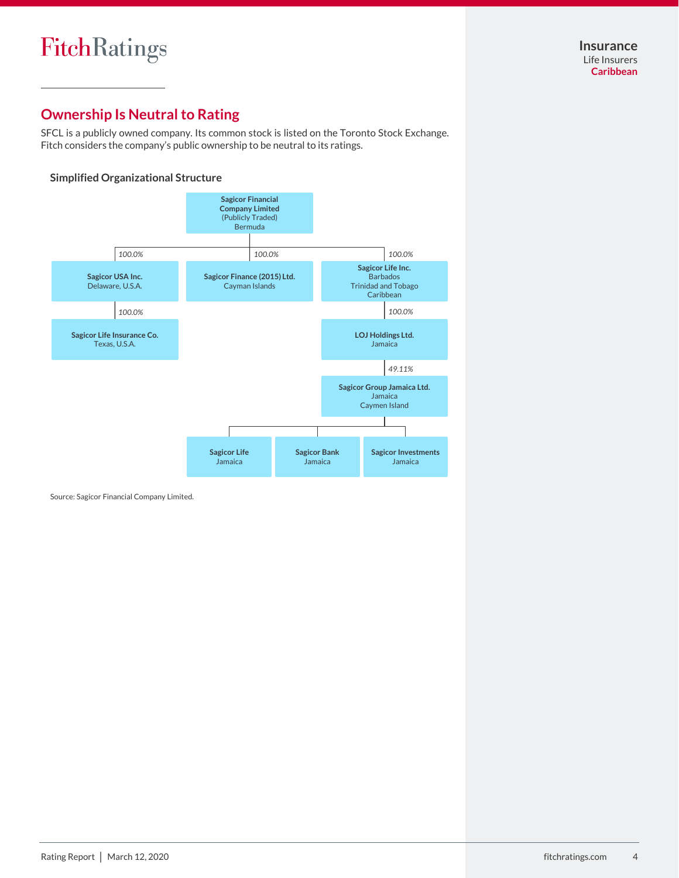## Ownership Is Neutral to Rating

SFCL is a publicly owned company. Its common stock is listed on the Toronto Stock Exchange. Fitch considers the company's public ownership to be neutral to its ratings.

### Simplified Organizational Structure

- **Sagicor Financial Company Limited** (Publicly Traded), Bermuda
  - 100.0% — **Sagicor USA Inc.**, Delaware, U.S.A.
    - 100.0% — **Sagicor Life Insurance Co.**, Texas, U.S.A.
  - 100.0% — **Sagicor Finance (2015) Ltd.**, Cayman Islands
  - 100.0% — **Sagicor Life Inc.**, Barbados, Trinidad and Tobago, Caribbean
    - 100.0% — **LOJ Holdings Ltd.**, Jamaica
      - 49.11% — **Sagicor Group Jamaica Ltd.**, Jamaica, Caymen Island
        - **Sagicor Life**, Jamaica
        - **Sagicor Bank**, Jamaica
        - **Sagicor Investments**, Jamaica

Source: Sagicor Financial Company Limited.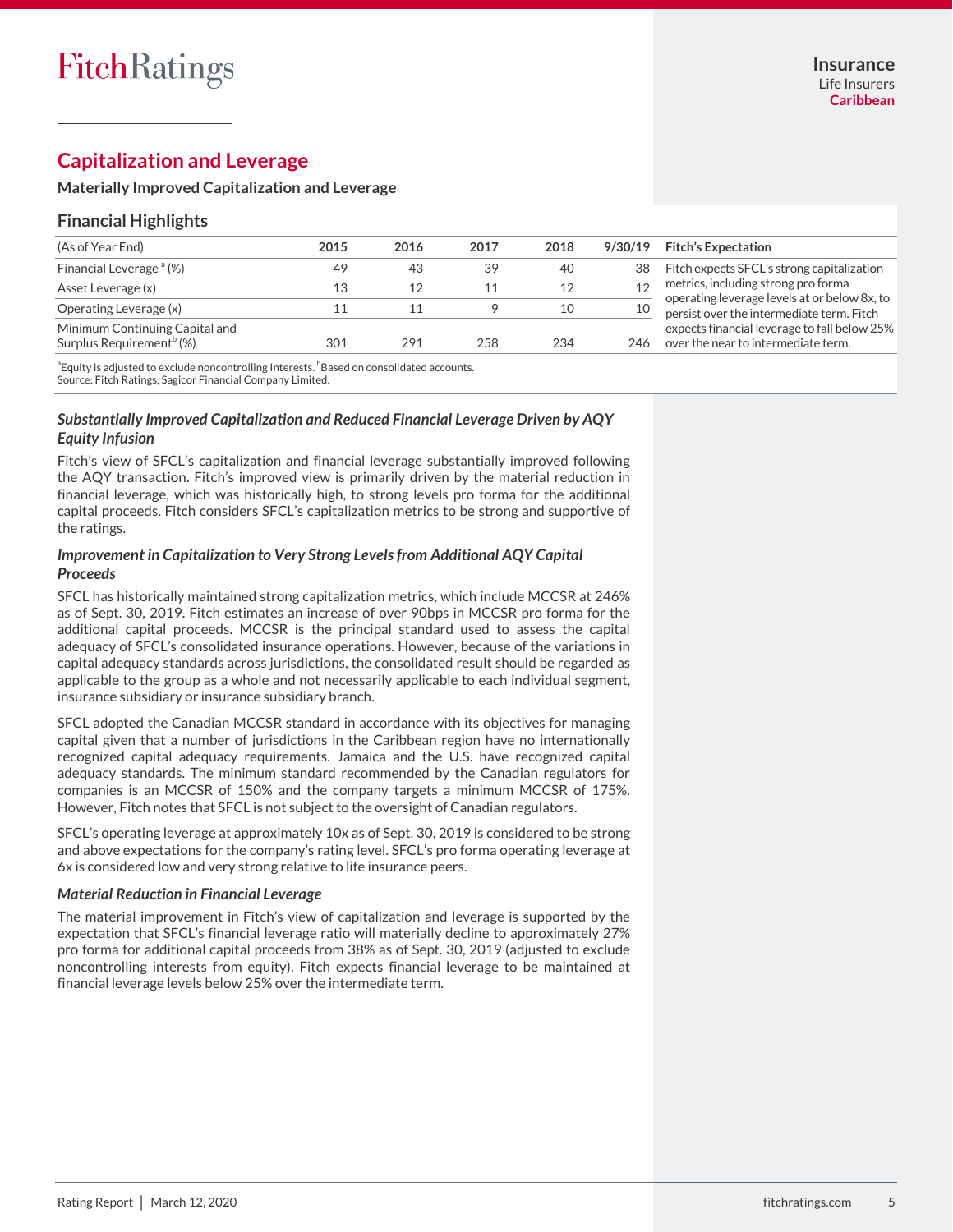## Capitalization and Leverage

**Materially Improved Capitalization and Leverage**

### Financial Highlights

| (As of Year End) | 2015 | 2016 | 2017 | 2018 | 9/30/19 | Fitch's Expectation |
|---|---|---|---|---|---|---|
| Financial Leverage [a] (%) | 49 | 43 | 39 | 40 | 38 | Fitch expects SFCL's strong capitalization metrics, including strong pro forma operating leverage levels at or below 8x, to persist over the intermediate term. Fitch expects financial leverage to fall below 25% over the near to intermediate term. |
| Asset Leverage (x) | 13 | 12 | 11 | 12 | 12 | |
| Operating Leverage (x) | 11 | 11 | 9 | 10 | 10 | |
| Minimum Continuing Capital and Surplus Requirement[b] (%) | 301 | 291 | 258 | 234 | 246 | |

[a]Equity is adjusted to exclude noncontrolling Interests. [b]Based on consolidated accounts.
Source: Fitch Ratings, Sagicor Financial Company Limited.

### *Substantially Improved Capitalization and Reduced Financial Leverage Driven by AQY Equity Infusion*

Fitch's view of SFCL's capitalization and financial leverage substantially improved following the AQY transaction. Fitch's improved view is primarily driven by the material reduction in financial leverage, which was historically high, to strong levels pro forma for the additional capital proceeds. Fitch considers SFCL's capitalization metrics to be strong and supportive of the ratings.

### *Improvement in Capitalization to Very Strong Levels from Additional AQY Capital Proceeds*

SFCL has historically maintained strong capitalization metrics, which include MCCSR at 246% as of Sept. 30, 2019. Fitch estimates an increase of over 90bps in MCCSR pro forma for the additional capital proceeds. MCCSR is the principal standard used to assess the capital adequacy of SFCL's consolidated insurance operations. However, because of the variations in capital adequacy standards across jurisdictions, the consolidated result should be regarded as applicable to the group as a whole and not necessarily applicable to each individual segment, insurance subsidiary or insurance subsidiary branch.

SFCL adopted the Canadian MCCSR standard in accordance with its objectives for managing capital given that a number of jurisdictions in the Caribbean region have no internationally recognized capital adequacy requirements. Jamaica and the U.S. have recognized capital adequacy standards. The minimum standard recommended by the Canadian regulators for companies is an MCCSR of 150% and the company targets a minimum MCCSR of 175%. However, Fitch notes that SFCL is not subject to the oversight of Canadian regulators.

SFCL's operating leverage at approximately 10x as of Sept. 30, 2019 is considered to be strong and above expectations for the company's rating level. SFCL's pro forma operating leverage at 6x is considered low and very strong relative to life insurance peers.

### *Material Reduction in Financial Leverage*

The material improvement in Fitch's view of capitalization and leverage is supported by the expectation that SFCL's financial leverage ratio will materially decline to approximately 27% pro forma for additional capital proceeds from 38% as of Sept. 30, 2019 (adjusted to exclude noncontrolling interests from equity). Fitch expects financial leverage to be maintained at financial leverage levels below 25% over the intermediate term.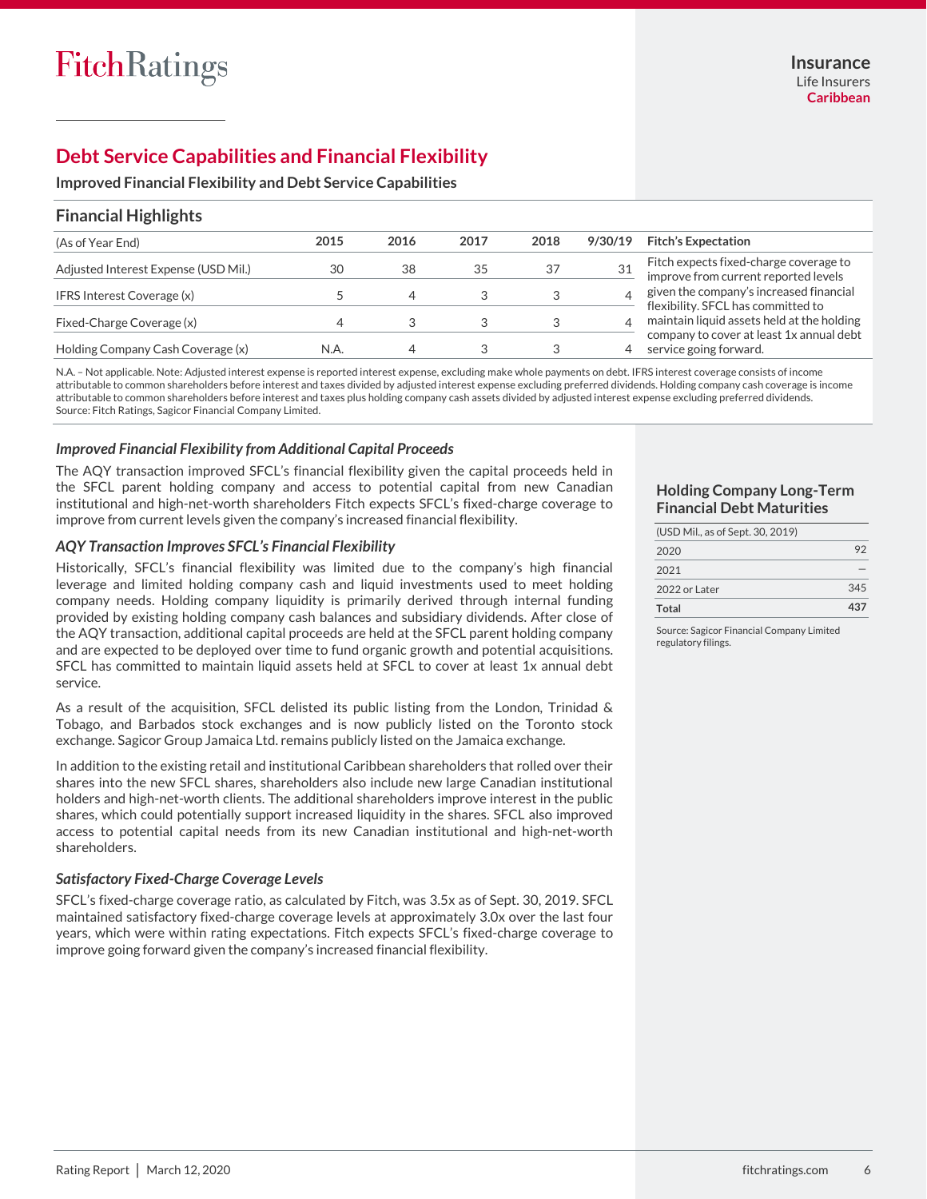## Debt Service Capabilities and Financial Flexibility

**Improved Financial Flexibility and Debt Service Capabilities**

### Financial Highlights

| (As of Year End) | 2015 | 2016 | 2017 | 2018 | 9/30/19 | Fitch's Expectation |
|---|---|---|---|---|---|---|
| Adjusted Interest Expense (USD Mil.) | 30 | 38 | 35 | 37 | 31 | Fitch expects fixed-charge coverage to improve from current reported levels given the company's increased financial flexibility. SFCL has committed to maintain liquid assets held at the holding company to cover at least 1x annual debt service going forward. |
| IFRS Interest Coverage (x) | 5 | 4 | 3 | 3 | 4 | |
| Fixed-Charge Coverage (x) | 4 | 3 | 3 | 3 | 4 | |
| Holding Company Cash Coverage (x) | N.A. | 4 | 3 | 3 | 4 | |

N.A. – Not applicable. Note: Adjusted interest expense is reported interest expense, excluding make whole payments on debt. IFRS interest coverage consists of income attributable to common shareholders before interest and taxes divided by adjusted interest expense excluding preferred dividends. Holding company cash coverage is income attributable to common shareholders before interest and taxes plus holding company cash assets divided by adjusted interest expense excluding preferred dividends.
Source: Fitch Ratings, Sagicor Financial Company Limited.

### *Improved Financial Flexibility from Additional Capital Proceeds*

The AQY transaction improved SFCL's financial flexibility given the capital proceeds held in the SFCL parent holding company and access to potential capital from new Canadian institutional and high-net-worth shareholders Fitch expects SFCL's fixed-charge coverage to improve from current levels given the company's increased financial flexibility.

### *AQY Transaction Improves SFCL's Financial Flexibility*

Historically, SFCL's financial flexibility was limited due to the company's high financial leverage and limited holding company cash and liquid investments used to meet holding company needs. Holding company liquidity is primarily derived through internal funding provided by existing holding company cash balances and subsidiary dividends. After close of the AQY transaction, additional capital proceeds are held at the SFCL parent holding company and are expected to be deployed over time to fund organic growth and potential acquisitions. SFCL has committed to maintain liquid assets held at SFCL to cover at least 1x annual debt service.

As a result of the acquisition, SFCL delisted its public listing from the London, Trinidad & Tobago, and Barbados stock exchanges and is now publicly listed on the Toronto stock exchange. Sagicor Group Jamaica Ltd. remains publicly listed on the Jamaica exchange.

In addition to the existing retail and institutional Caribbean shareholders that rolled over their shares into the new SFCL shares, shareholders also include new large Canadian institutional holders and high-net-worth clients. The additional shareholders improve interest in the public shares, which could potentially support increased liquidity in the shares. SFCL also improved access to potential capital needs from its new Canadian institutional and high-net-worth shareholders.

### *Satisfactory Fixed-Charge Coverage Levels*

SFCL's fixed-charge coverage ratio, as calculated by Fitch, was 3.5x as of Sept. 30, 2019. SFCL maintained satisfactory fixed-charge coverage levels at approximately 3.0x over the last four years, which were within rating expectations. Fitch expects SFCL's fixed-charge coverage to improve going forward given the company's increased financial flexibility.

### Holding Company Long-Term Financial Debt Maturities

| (USD Mil., as of Sept. 30, 2019) | |
|---|---|
| 2020 | 92 |
| 2021 | — |
| 2022 or Later | 345 |
| **Total** | **437** |

Source: Sagicor Financial Company Limited regulatory filings.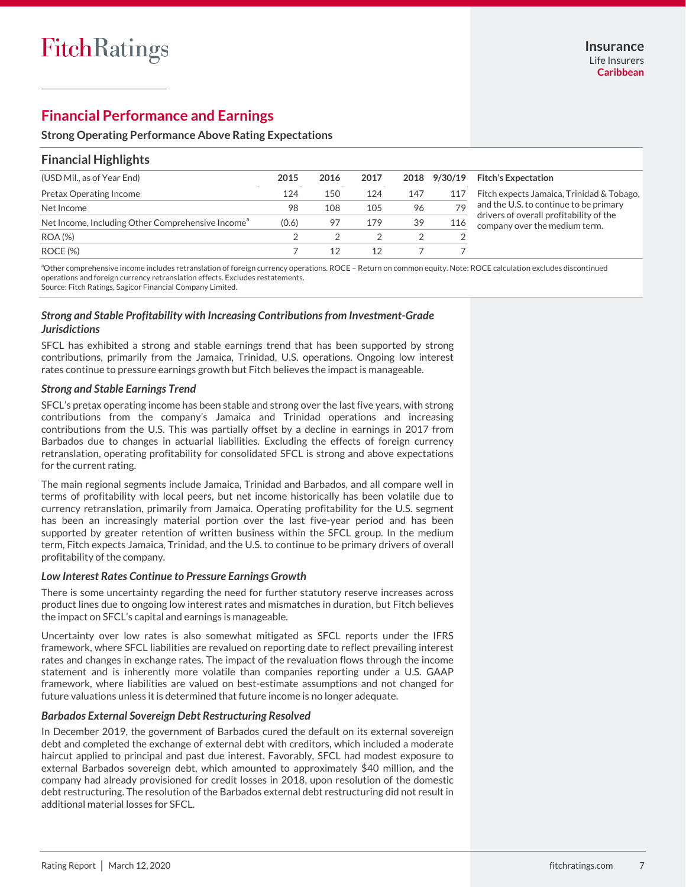## Financial Performance and Earnings

**Strong Operating Performance Above Rating Expectations**

### Financial Highlights

| (USD Mil., as of Year End) | 2015 | 2016 | 2017 | 2018 | 9/30/19 |
|---|---|---|---|---|---|
| Pretax Operating Income | 124 | 150 | 124 | 147 | 117 |
| Net Income | 98 | 108 | 105 | 96 | 79 |
| Net Income, Including Other Comprehensive Income[a] | (0.6) | 97 | 179 | 39 | 116 |
| ROA (%) | 2 | 2 | 2 | 2 | 2 |
| ROCE (%) | 7 | 12 | 12 | 7 | 7 |

[a]Other comprehensive income includes retranslation of foreign currency operations. ROCE – Return on common equity. Note: ROCE calculation excludes discontinued operations and foreign currency retranslation effects. Excludes restatements.
Source: Fitch Ratings, Sagicor Financial Company Limited.

**Fitch's Expectation**

Fitch expects Jamaica, Trinidad & Tobago, and the U.S. to continue to be primary drivers of overall profitability of the company over the medium term.

***Strong and Stable Profitability with Increasing Contributions from Investment-Grade Jurisdictions***

SFCL has exhibited a strong and stable earnings trend that has been supported by strong contributions, primarily from the Jamaica, Trinidad, U.S. operations. Ongoing low interest rates continue to pressure earnings growth but Fitch believes the impact is manageable.

***Strong and Stable Earnings Trend***

SFCL's pretax operating income has been stable and strong over the last five years, with strong contributions from the company's Jamaica and Trinidad operations and increasing contributions from the U.S. This was partially offset by a decline in earnings in 2017 from Barbados due to changes in actuarial liabilities. Excluding the effects of foreign currency retranslation, operating profitability for consolidated SFCL is strong and above expectations for the current rating.

The main regional segments include Jamaica, Trinidad and Barbados, and all compare well in terms of profitability with local peers, but net income historically has been volatile due to currency retranslation, primarily from Jamaica. Operating profitability for the U.S. segment has been an increasingly material portion over the last five-year period and has been supported by greater retention of written business within the SFCL group. In the medium term, Fitch expects Jamaica, Trinidad, and the U.S. to continue to be primary drivers of overall profitability of the company.

***Low Interest Rates Continue to Pressure Earnings Growth***

There is some uncertainty regarding the need for further statutory reserve increases across product lines due to ongoing low interest rates and mismatches in duration, but Fitch believes the impact on SFCL's capital and earnings is manageable.

Uncertainty over low rates is also somewhat mitigated as SFCL reports under the IFRS framework, where SFCL liabilities are revalued on reporting date to reflect prevailing interest rates and changes in exchange rates. The impact of the revaluation flows through the income statement and is inherently more volatile than companies reporting under a U.S. GAAP framework, where liabilities are valued on best-estimate assumptions and not changed for future valuations unless it is determined that future income is no longer adequate.

***Barbados External Sovereign Debt Restructuring Resolved***

In December 2019, the government of Barbados cured the default on its external sovereign debt and completed the exchange of external debt with creditors, which included a moderate haircut applied to principal and past due interest. Favorably, SFCL had modest exposure to external Barbados sovereign debt, which amounted to approximately $40 million, and the company had already provisioned for credit losses in 2018, upon resolution of the domestic debt restructuring. The resolution of the Barbados external debt restructuring did not result in additional material losses for SFCL.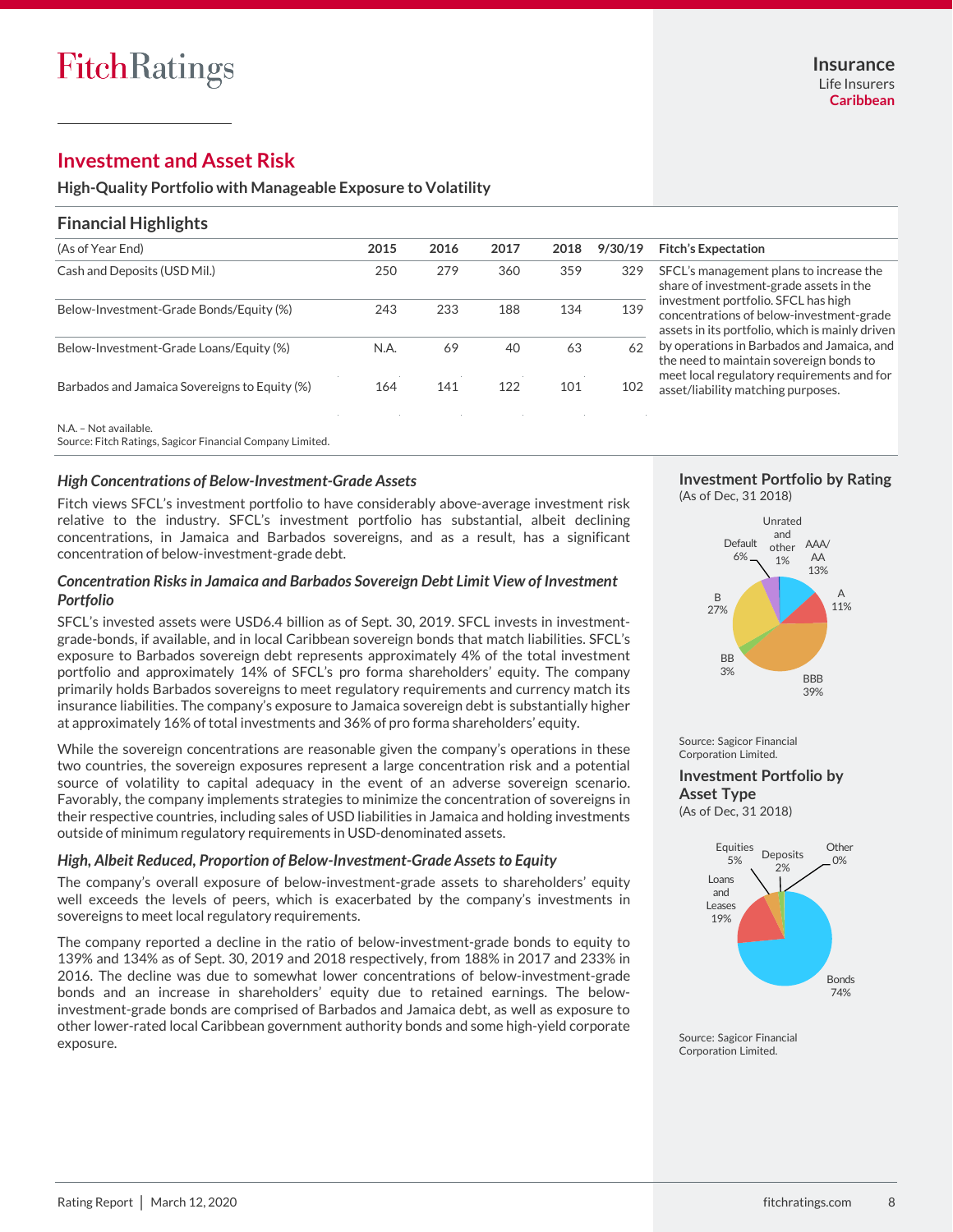## Investment and Asset Risk

**High-Quality Portfolio with Manageable Exposure to Volatility**

### Financial Highlights

| (As of Year End) | 2015 | 2016 | 2017 | 2018 | 9/30/19 | Fitch's Expectation |
|---|---|---|---|---|---|---|
| Cash and Deposits (USD Mil.) | 250 | 279 | 360 | 359 | 329 | SFCL's management plans to increase the share of investment-grade assets in the investment portfolio. SFCL has high concentrations of below-investment-grade assets in its portfolio, which is mainly driven by operations in Barbados and Jamaica, and the need to maintain sovereign bonds to meet local regulatory requirements and for asset/liability matching purposes. |
| Below-Investment-Grade Bonds/Equity (%) | 243 | 233 | 188 | 134 | 139 | |
| Below-Investment-Grade Loans/Equity (%) | N.A. | 69 | 40 | 63 | 62 | |
| Barbados and Jamaica Sovereigns to Equity (%) | 164 | 141 | 122 | 101 | 102 | |

N.A. – Not available.
Source: Fitch Ratings, Sagicor Financial Company Limited.

#### *High Concentrations of Below-Investment-Grade Assets*

Fitch views SFCL's investment portfolio to have considerably above-average investment risk relative to the industry. SFCL's investment portfolio has substantial, albeit declining concentrations, in Jamaica and Barbados sovereigns, and as a result, has a significant concentration of below-investment-grade debt.

#### *Concentration Risks in Jamaica and Barbados Sovereign Debt Limit View of Investment Portfolio*

SFCL's invested assets were USD6.4 billion as of Sept. 30, 2019. SFCL invests in investment-grade-bonds, if available, and in local Caribbean sovereign bonds that match liabilities. SFCL's exposure to Barbados sovereign debt represents approximately 4% of the total investment portfolio and approximately 14% of SFCL's pro forma shareholders' equity. The company primarily holds Barbados sovereigns to meet regulatory requirements and currency match its insurance liabilities. The company's exposure to Jamaica sovereign debt is substantially higher at approximately 16% of total investments and 36% of pro forma shareholders' equity.

While the sovereign concentrations are reasonable given the company's operations in these two countries, the sovereign exposures represent a large concentration risk and a potential source of volatility to capital adequacy in the event of an adverse sovereign scenario. Favorably, the company implements strategies to minimize the concentration of sovereigns in their respective countries, including sales of USD liabilities in Jamaica and holding investments outside of minimum regulatory requirements in USD-denominated assets.

#### *High, Albeit Reduced, Proportion of Below-Investment-Grade Assets to Equity*

The company's overall exposure of below-investment-grade assets to shareholders' equity well exceeds the levels of peers, which is exacerbated by the company's investments in sovereigns to meet local regulatory requirements.

The company reported a decline in the ratio of below-investment-grade bonds to equity to 139% and 134% as of Sept. 30, 2019 and 2018 respectively, from 188% in 2017 and 233% in 2016. The decline was due to somewhat lower concentrations of below-investment-grade bonds and an increase in shareholders' equity due to retained earnings. The below-investment-grade bonds are comprised of Barbados and Jamaica debt, as well as exposure to other lower-rated local Caribbean government authority bonds and some high-yield corporate exposure.

**Investment Portfolio by Rating**
(As of Dec, 31 2018)

| Rating | % |
|---|---|
| AAA/AA | 13% |
| A | 11% |
| BBB | 39% |
| BB | 3% |
| B | 27% |
| Default | 6% |
| Unrated and other | 1% |

Source: Sagicor Financial Corporation Limited.

**Investment Portfolio by Asset Type**
(As of Dec, 31 2018)

| Asset Type | % |
|---|---|
| Bonds | 74% |
| Loans and Leases | 19% |
| Equities | 5% |
| Deposits | 2% |
| Other | 0% |

Source: Sagicor Financial Corporation Limited.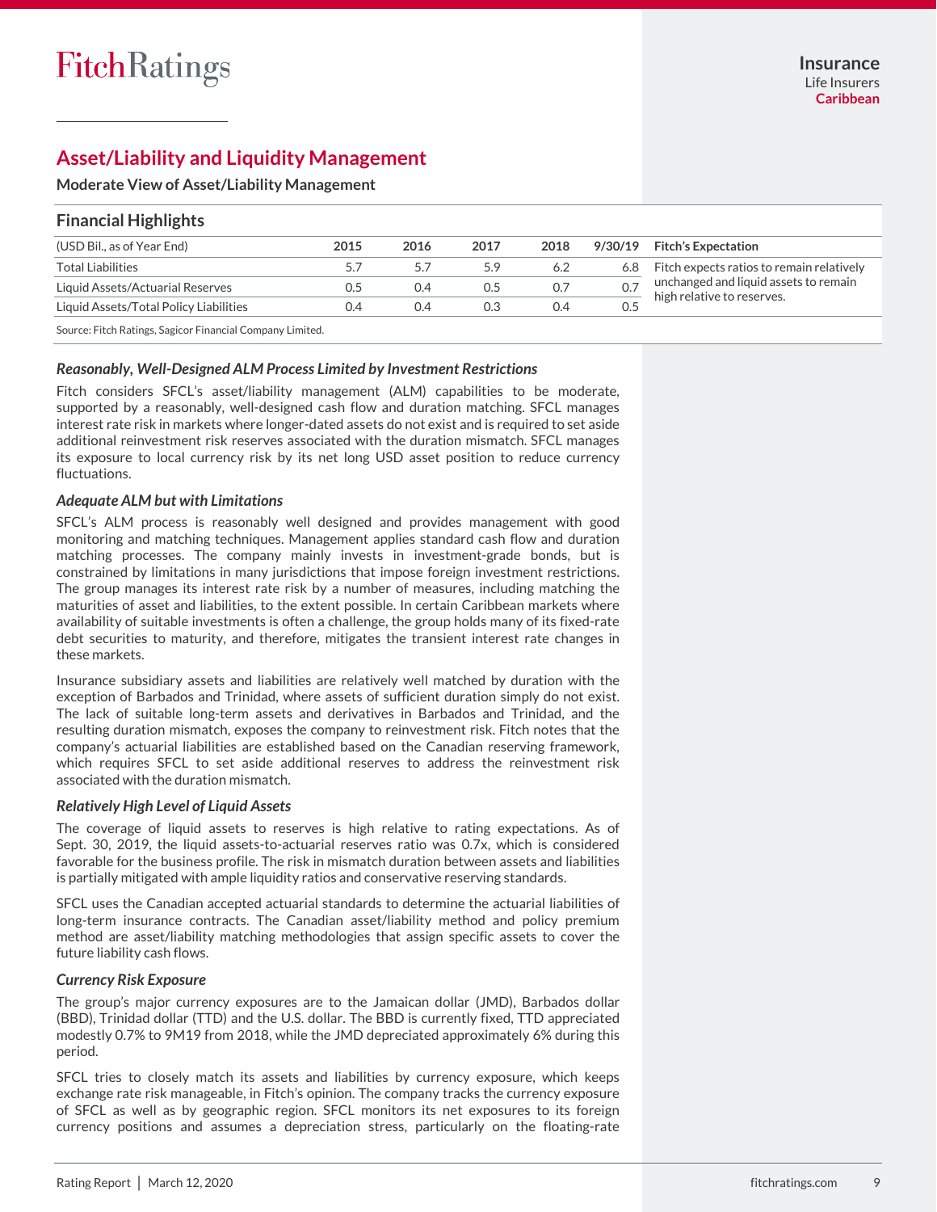## Asset/Liability and Liquidity Management

**Moderate View of Asset/Liability Management**

### Financial Highlights

| (USD Bil., as of Year End) | 2015 | 2016 | 2017 | 2018 | 9/30/19 | Fitch's Expectation |
|---|---|---|---|---|---|---|
| Total Liabilities | 5.7 | 5.7 | 5.9 | 6.2 | 6.8 | Fitch expects ratios to remain relatively unchanged and liquid assets to remain high relative to reserves. |
| Liquid Assets/Actuarial Reserves | 0.5 | 0.4 | 0.5 | 0.7 | 0.7 | |
| Liquid Assets/Total Policy Liabilities | 0.4 | 0.4 | 0.3 | 0.4 | 0.5 | |

Source: Fitch Ratings, Sagicor Financial Company Limited.

#### *Reasonably, Well-Designed ALM Process Limited by Investment Restrictions*

Fitch considers SFCL's asset/liability management (ALM) capabilities to be moderate, supported by a reasonably, well-designed cash flow and duration matching. SFCL manages interest rate risk in markets where longer-dated assets do not exist and is required to set aside additional reinvestment risk reserves associated with the duration mismatch. SFCL manages its exposure to local currency risk by its net long USD asset position to reduce currency fluctuations.

#### *Adequate ALM but with Limitations*

SFCL's ALM process is reasonably well designed and provides management with good monitoring and matching techniques. Management applies standard cash flow and duration matching processes. The company mainly invests in investment-grade bonds, but is constrained by limitations in many jurisdictions that impose foreign investment restrictions. The group manages its interest rate risk by a number of measures, including matching the maturities of asset and liabilities, to the extent possible. In certain Caribbean markets where availability of suitable investments is often a challenge, the group holds many of its fixed-rate debt securities to maturity, and therefore, mitigates the transient interest rate changes in these markets.

Insurance subsidiary assets and liabilities are relatively well matched by duration with the exception of Barbados and Trinidad, where assets of sufficient duration simply do not exist. The lack of suitable long-term assets and derivatives in Barbados and Trinidad, and the resulting duration mismatch, exposes the company to reinvestment risk. Fitch notes that the company's actuarial liabilities are established based on the Canadian reserving framework, which requires SFCL to set aside additional reserves to address the reinvestment risk associated with the duration mismatch.

#### *Relatively High Level of Liquid Assets*

The coverage of liquid assets to reserves is high relative to rating expectations. As of Sept. 30, 2019, the liquid assets-to-actuarial reserves ratio was 0.7x, which is considered favorable for the business profile. The risk in mismatch duration between assets and liabilities is partially mitigated with ample liquidity ratios and conservative reserving standards.

SFCL uses the Canadian accepted actuarial standards to determine the actuarial liabilities of long-term insurance contracts. The Canadian asset/liability method and policy premium method are asset/liability matching methodologies that assign specific assets to cover the future liability cash flows.

#### *Currency Risk Exposure*

The group's major currency exposures are to the Jamaican dollar (JMD), Barbados dollar (BBD), Trinidad dollar (TTD) and the U.S. dollar. The BBD is currently fixed, TTD appreciated modestly 0.7% to 9M19 from 2018, while the JMD depreciated approximately 6% during this period.

SFCL tries to closely match its assets and liabilities by currency exposure, which keeps exchange rate risk manageable, in Fitch's opinion. The company tracks the currency exposure of SFCL as well as by geographic region. SFCL monitors its net exposures to its foreign currency positions and assumes a depreciation stress, particularly on the floating-rate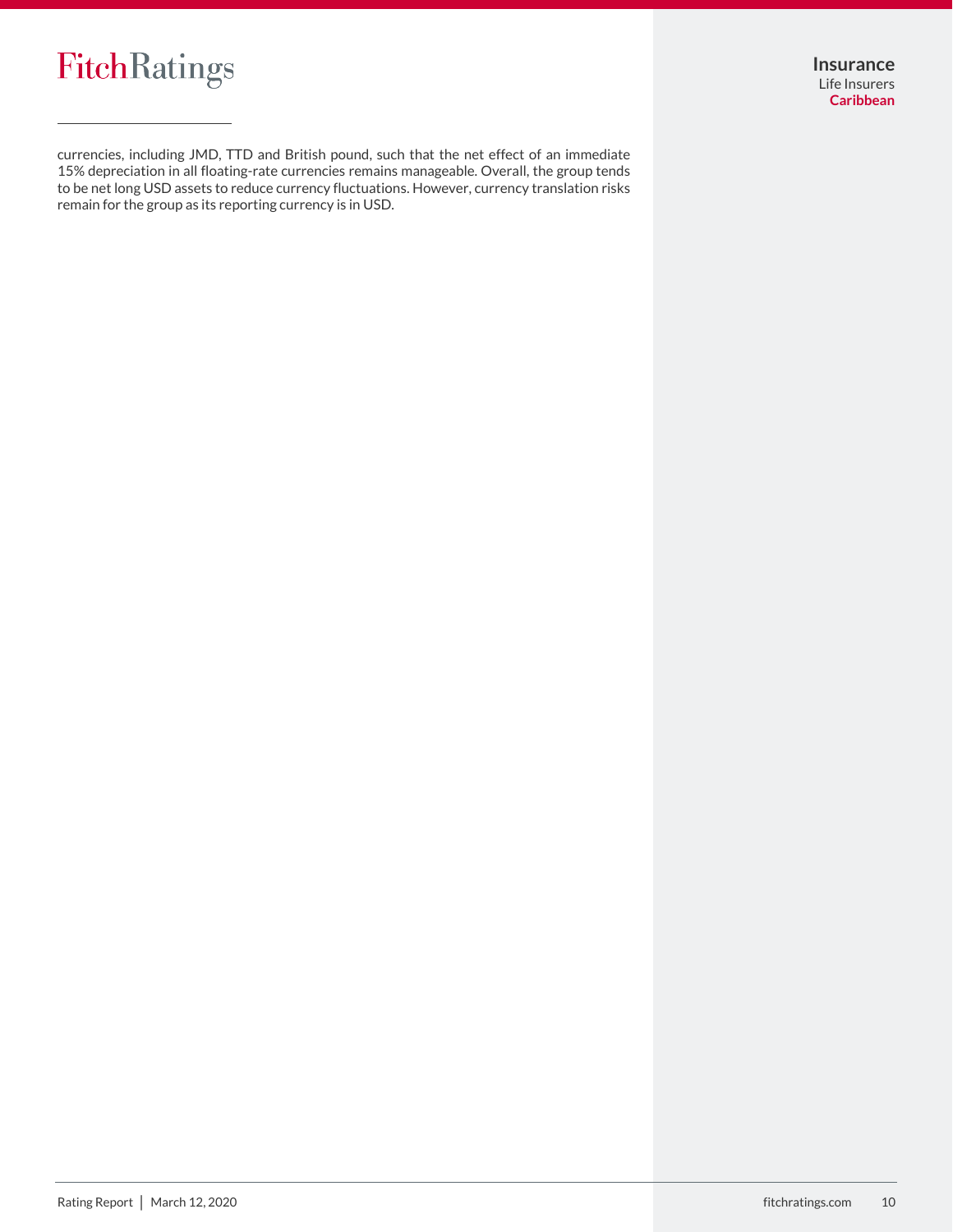currencies, including JMD, TTD and British pound, such that the net effect of an immediate 15% depreciation in all floating-rate currencies remains manageable. Overall, the group tends to be net long USD assets to reduce currency fluctuations. However, currency translation risks remain for the group as its reporting currency is in USD.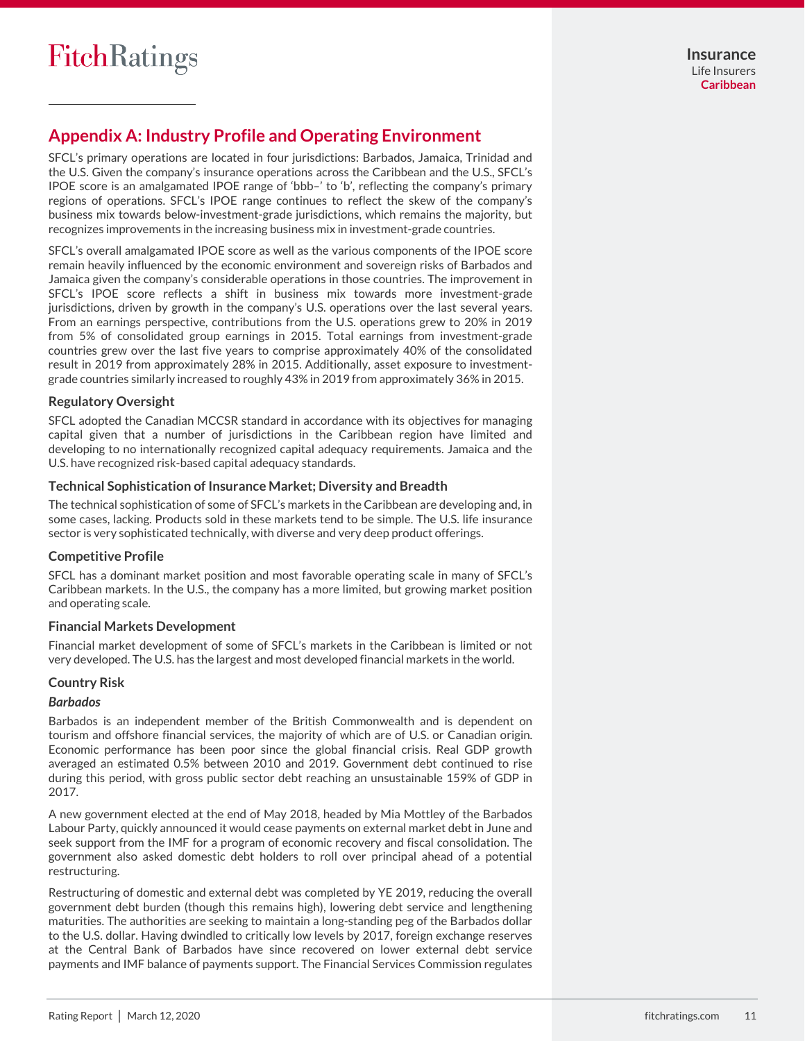## Appendix A: Industry Profile and Operating Environment

SFCL's primary operations are located in four jurisdictions: Barbados, Jamaica, Trinidad and the U.S. Given the company's insurance operations across the Caribbean and the U.S., SFCL's IPOE score is an amalgamated IPOE range of 'bbb–' to 'b', reflecting the company's primary regions of operations. SFCL's IPOE range continues to reflect the skew of the company's business mix towards below-investment-grade jurisdictions, which remains the majority, but recognizes improvements in the increasing business mix in investment-grade countries.

SFCL's overall amalgamated IPOE score as well as the various components of the IPOE score remain heavily influenced by the economic environment and sovereign risks of Barbados and Jamaica given the company's considerable operations in those countries. The improvement in SFCL's IPOE score reflects a shift in business mix towards more investment-grade jurisdictions, driven by growth in the company's U.S. operations over the last several years. From an earnings perspective, contributions from the U.S. operations grew to 20% in 2019 from 5% of consolidated group earnings in 2015. Total earnings from investment-grade countries grew over the last five years to comprise approximately 40% of the consolidated result in 2019 from approximately 28% in 2015. Additionally, asset exposure to investment-grade countries similarly increased to roughly 43% in 2019 from approximately 36% in 2015.

### Regulatory Oversight

SFCL adopted the Canadian MCCSR standard in accordance with its objectives for managing capital given that a number of jurisdictions in the Caribbean region have limited and developing to no internationally recognized capital adequacy requirements. Jamaica and the U.S. have recognized risk-based capital adequacy standards.

### Technical Sophistication of Insurance Market; Diversity and Breadth

The technical sophistication of some of SFCL's markets in the Caribbean are developing and, in some cases, lacking. Products sold in these markets tend to be simple. The U.S. life insurance sector is very sophisticated technically, with diverse and very deep product offerings.

### Competitive Profile

SFCL has a dominant market position and most favorable operating scale in many of SFCL's Caribbean markets. In the U.S., the company has a more limited, but growing market position and operating scale.

### Financial Markets Development

Financial market development of some of SFCL's markets in the Caribbean is limited or not very developed. The U.S. has the largest and most developed financial markets in the world.

### Country Risk

#### *Barbados*

Barbados is an independent member of the British Commonwealth and is dependent on tourism and offshore financial services, the majority of which are of U.S. or Canadian origin. Economic performance has been poor since the global financial crisis. Real GDP growth averaged an estimated 0.5% between 2010 and 2019. Government debt continued to rise during this period, with gross public sector debt reaching an unsustainable 159% of GDP in 2017.

A new government elected at the end of May 2018, headed by Mia Mottley of the Barbados Labour Party, quickly announced it would cease payments on external market debt in June and seek support from the IMF for a program of economic recovery and fiscal consolidation. The government also asked domestic debt holders to roll over principal ahead of a potential restructuring.

Restructuring of domestic and external debt was completed by YE 2019, reducing the overall government debt burden (though this remains high), lowering debt service and lengthening maturities. The authorities are seeking to maintain a long-standing peg of the Barbados dollar to the U.S. dollar. Having dwindled to critically low levels by 2017, foreign exchange reserves at the Central Bank of Barbados have since recovered on lower external debt service payments and IMF balance of payments support. The Financial Services Commission regulates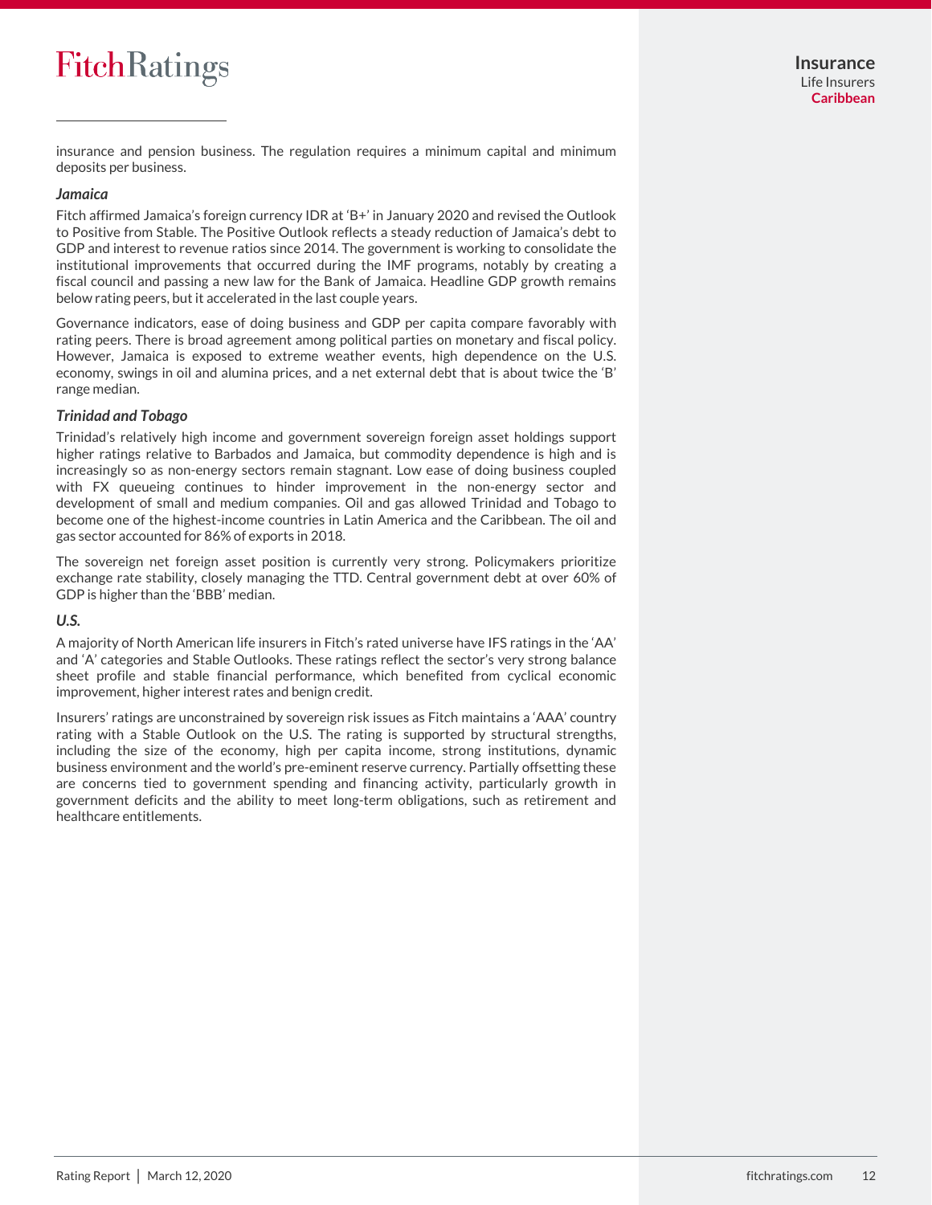insurance and pension business. The regulation requires a minimum capital and minimum deposits per business.

### *Jamaica*

Fitch affirmed Jamaica's foreign currency IDR at 'B+' in January 2020 and revised the Outlook to Positive from Stable. The Positive Outlook reflects a steady reduction of Jamaica's debt to GDP and interest to revenue ratios since 2014. The government is working to consolidate the institutional improvements that occurred during the IMF programs, notably by creating a fiscal council and passing a new law for the Bank of Jamaica. Headline GDP growth remains below rating peers, but it accelerated in the last couple years.

Governance indicators, ease of doing business and GDP per capita compare favorably with rating peers. There is broad agreement among political parties on monetary and fiscal policy. However, Jamaica is exposed to extreme weather events, high dependence on the U.S. economy, swings in oil and alumina prices, and a net external debt that is about twice the 'B' range median.

### *Trinidad and Tobago*

Trinidad's relatively high income and government sovereign foreign asset holdings support higher ratings relative to Barbados and Jamaica, but commodity dependence is high and is increasingly so as non-energy sectors remain stagnant. Low ease of doing business coupled with FX queueing continues to hinder improvement in the non-energy sector and development of small and medium companies. Oil and gas allowed Trinidad and Tobago to become one of the highest-income countries in Latin America and the Caribbean. The oil and gas sector accounted for 86% of exports in 2018.

The sovereign net foreign asset position is currently very strong. Policymakers prioritize exchange rate stability, closely managing the TTD. Central government debt at over 60% of GDP is higher than the 'BBB' median.

### *U.S.*

A majority of North American life insurers in Fitch's rated universe have IFS ratings in the 'AA' and 'A' categories and Stable Outlooks. These ratings reflect the sector's very strong balance sheet profile and stable financial performance, which benefited from cyclical economic improvement, higher interest rates and benign credit.

Insurers' ratings are unconstrained by sovereign risk issues as Fitch maintains a 'AAA' country rating with a Stable Outlook on the U.S. The rating is supported by structural strengths, including the size of the economy, high per capita income, strong institutions, dynamic business environment and the world's pre-eminent reserve currency. Partially offsetting these are concerns tied to government spending and financing activity, particularly growth in government deficits and the ability to meet long-term obligations, such as retirement and healthcare entitlements.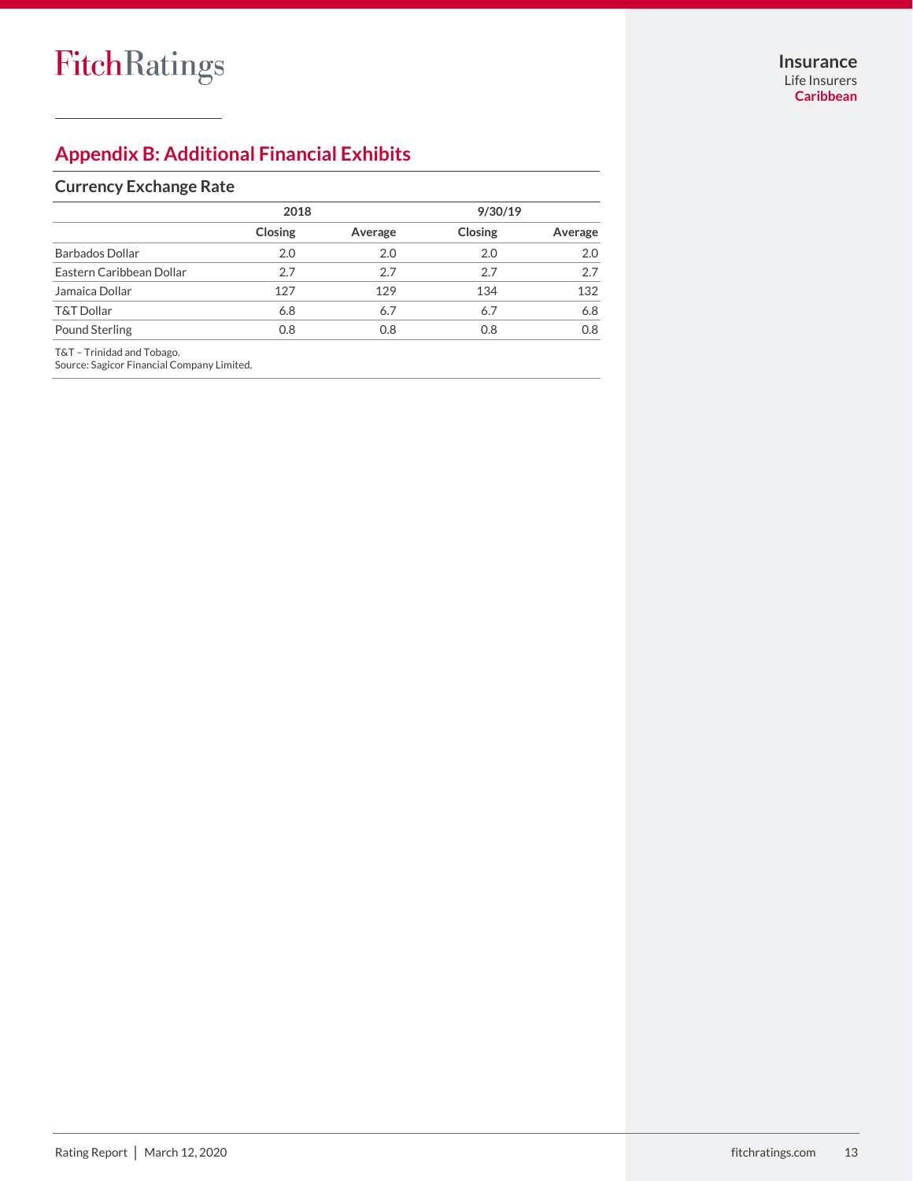## Appendix B: Additional Financial Exhibits

### Currency Exchange Rate

| | 2018 | | 9/30/19 | |
|---|---|---|---|---|
| | Closing | Average | Closing | Average |
| Barbados Dollar | 2.0 | 2.0 | 2.0 | 2.0 |
| Eastern Caribbean Dollar | 2.7 | 2.7 | 2.7 | 2.7 |
| Jamaica Dollar | 127 | 129 | 134 | 132 |
| T&T Dollar | 6.8 | 6.7 | 6.7 | 6.8 |
| Pound Sterling | 0.8 | 0.8 | 0.8 | 0.8 |

T&T – Trinidad and Tobago.
Source: Sagicor Financial Company Limited.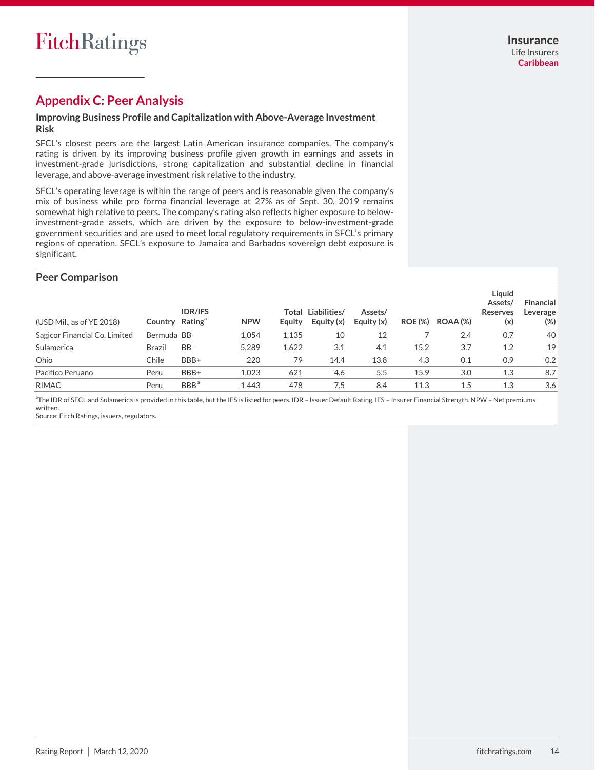## Appendix C: Peer Analysis

### Improving Business Profile and Capitalization with Above-Average Investment Risk

SFCL's closest peers are the largest Latin American insurance companies. The company's rating is driven by its improving business profile given growth in earnings and assets in investment-grade jurisdictions, strong capitalization and substantial decline in financial leverage, and above-average investment risk relative to the industry.

SFCL's operating leverage is within the range of peers and is reasonable given the company's mix of business while pro forma financial leverage at 27% as of Sept. 30, 2019 remains somewhat high relative to peers. The company's rating also reflects higher exposure to below-investment-grade assets, which are driven by the exposure to below-investment-grade government securities and are used to meet local regulatory requirements in SFCL's primary regions of operation. SFCL's exposure to Jamaica and Barbados sovereign debt exposure is significant.

### Peer Comparison

| (USD Mil., as of YE 2018) | Country | IDR/IFS Rating[a] | NPW | Total Equity | Liabilities/ Equity (x) | Assets/ Equity (x) | ROE (%) | ROAA (%) | Liquid Assets/ Reserves (x) | Financial Leverage (%) |
|---|---|---|---|---|---|---|---|---|---|---|
| Sagicor Financial Co. Limited | Bermuda | BB | 1,054 | 1,135 | 10 | 12 | 7 | 2.4 | 0.7 | 40 |
| Sulamerica | Brazil | BB– | 5,289 | 1,622 | 3.1 | 4.1 | 15.2 | 3.7 | 1.2 | 19 |
| Ohio | Chile | BBB+ | 220 | 79 | 14.4 | 13.8 | 4.3 | 0.1 | 0.9 | 0.2 |
| Pacifico Peruano | Peru | BBB+ | 1.023 | 621 | 4.6 | 5.5 | 15.9 | 3.0 | 1.3 | 8.7 |
| RIMAC | Peru | BBB[a] | 1,443 | 478 | 7.5 | 8.4 | 11.3 | 1.5 | 1.3 | 3.6 |

[a]The IDR of SFCL and Sulamerica is provided in this table, but the IFS is listed for peers. IDR – Issuer Default Rating. IFS – Insurer Financial Strength. NPW – Net premiums written.
Source: Fitch Ratings, issuers, regulators.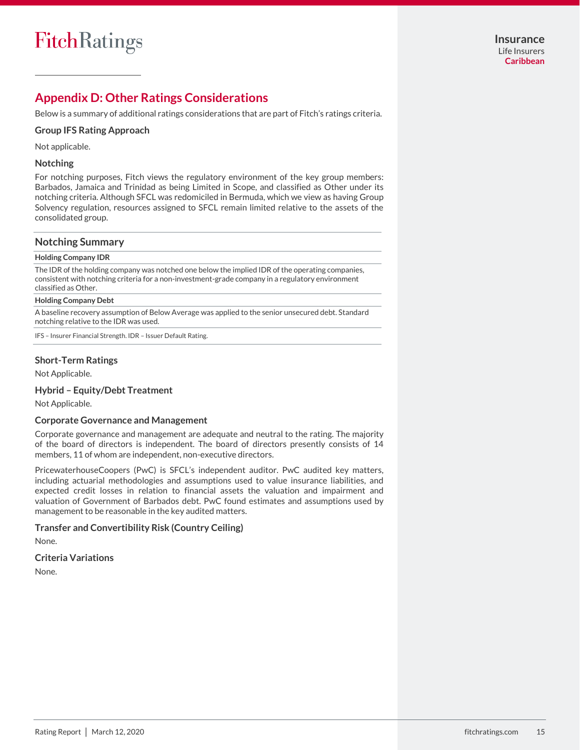## Appendix D: Other Ratings Considerations

Below is a summary of additional ratings considerations that are part of Fitch's ratings criteria.

### Group IFS Rating Approach

Not applicable.

### Notching

For notching purposes, Fitch views the regulatory environment of the key group members: Barbados, Jamaica and Trinidad as being Limited in Scope, and classified as Other under its notching criteria. Although SFCL was redomiciled in Bermuda, which we view as having Group Solvency regulation, resources assigned to SFCL remain limited relative to the assets of the consolidated group.

### Notching Summary

**Holding Company IDR**

The IDR of the holding company was notched one below the implied IDR of the operating companies, consistent with notching criteria for a non-investment-grade company in a regulatory environment classified as Other.

**Holding Company Debt**

A baseline recovery assumption of Below Average was applied to the senior unsecured debt. Standard notching relative to the IDR was used.

IFS – Insurer Financial Strength. IDR – Issuer Default Rating.

### Short-Term Ratings

Not Applicable.

### Hybrid – Equity/Debt Treatment

Not Applicable.

### Corporate Governance and Management

Corporate governance and management are adequate and neutral to the rating. The majority of the board of directors is independent. The board of directors presently consists of 14 members, 11 of whom are independent, non-executive directors.

PricewaterhouseCoopers (PwC) is SFCL's independent auditor. PwC audited key matters, including actuarial methodologies and assumptions used to value insurance liabilities, and expected credit losses in relation to financial assets the valuation and impairment and valuation of Government of Barbados debt. PwC found estimates and assumptions used by management to be reasonable in the key audited matters.

### Transfer and Convertibility Risk (Country Ceiling)

None.

### Criteria Variations

None.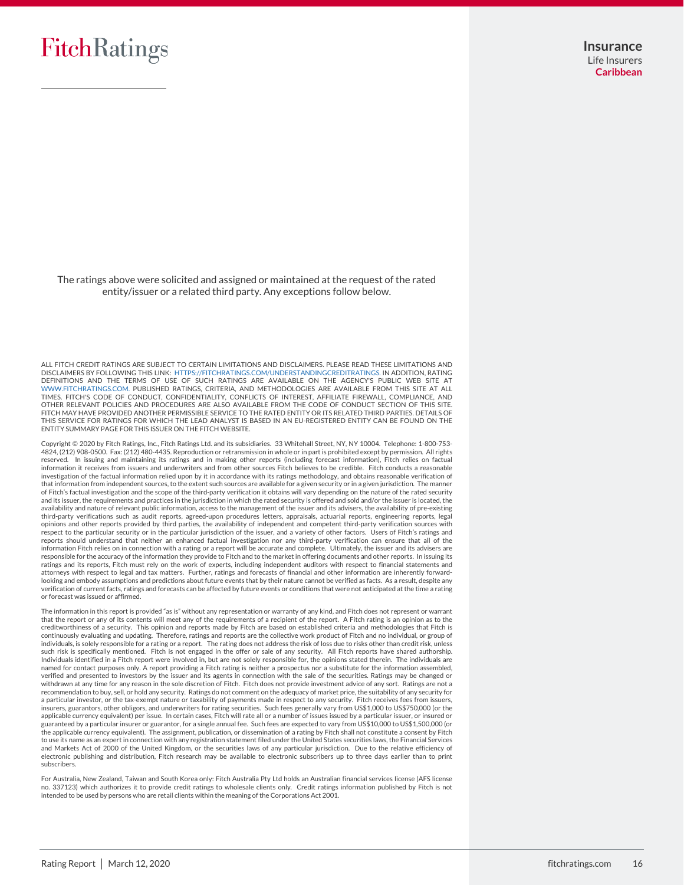The ratings above were solicited and assigned or maintained at the request of the rated entity/issuer or a related third party. Any exceptions follow below.

ALL FITCH CREDIT RATINGS ARE SUBJECT TO CERTAIN LIMITATIONS AND DISCLAIMERS. PLEASE READ THESE LIMITATIONS AND DISCLAIMERS BY FOLLOWING THIS LINK: HTTPS://FITCHRATINGS.COM/UNDERSTANDINGCREDITRATINGS. IN ADDITION, RATING DEFINITIONS AND THE TERMS OF USE OF SUCH RATINGS ARE AVAILABLE ON THE AGENCY'S PUBLIC WEB SITE AT WWW.FITCHRATINGS.COM. PUBLISHED RATINGS, CRITERIA, AND METHODOLOGIES ARE AVAILABLE FROM THIS SITE AT ALL TIMES. FITCH'S CODE OF CONDUCT, CONFIDENTIALITY, CONFLICTS OF INTEREST, AFFILIATE FIREWALL, COMPLIANCE, AND OTHER RELEVANT POLICIES AND PROCEDURES ARE ALSO AVAILABLE FROM THE CODE OF CONDUCT SECTION OF THIS SITE. FITCH MAY HAVE PROVIDED ANOTHER PERMISSIBLE SERVICE TO THE RATED ENTITY OR ITS RELATED THIRD PARTIES. DETAILS OF THIS SERVICE FOR RATINGS FOR WHICH THE LEAD ANALYST IS BASED IN AN EU-REGISTERED ENTITY CAN BE FOUND ON THE ENTITY SUMMARY PAGE FOR THIS ISSUER ON THE FITCH WEBSITE.

Copyright © 2020 by Fitch Ratings, Inc., Fitch Ratings Ltd. and its subsidiaries. 33 Whitehall Street, NY, NY 10004. Telephone: 1-800-753-4824, (212) 908-0500. Fax: (212) 480-4435. Reproduction or retransmission in whole or in part is prohibited except by permission. All rights reserved. In issuing and maintaining its ratings and in making other reports (including forecast information), Fitch relies on factual information it receives from issuers and underwriters and from other sources Fitch believes to be credible. Fitch conducts a reasonable investigation of the factual information relied upon by it in accordance with its ratings methodology, and obtains reasonable verification of that information from independent sources, to the extent such sources are available for a given security or in a given jurisdiction. The manner of Fitch's factual investigation and the scope of the third-party verification it obtains will vary depending on the nature of the rated security and its issuer, the requirements and practices in the jurisdiction in which the rated security is offered and sold and/or the issuer is located, the availability and nature of relevant public information, access to the management of the issuer and its advisers, the availability of pre-existing third-party verifications such as audit reports, agreed-upon procedures letters, appraisals, actuarial reports, engineering reports, legal opinions and other reports provided by third parties, the availability of independent and competent third-party verification sources with respect to the particular security or in the particular jurisdiction of the issuer, and a variety of other factors. Users of Fitch's ratings and reports should understand that neither an enhanced factual investigation nor any third-party verification can ensure that all of the information Fitch relies on in connection with a rating or a report will be accurate and complete. Ultimately, the issuer and its advisers are responsible for the accuracy of the information they provide to Fitch and to the market in offering documents and other reports. In issuing its ratings and its reports, Fitch must rely on the work of experts, including independent auditors with respect to financial statements and attorneys with respect to legal and tax matters. Further, ratings and forecasts of financial and other information are inherently forward-looking and embody assumptions and predictions about future events that by their nature cannot be verified as facts. As a result, despite any verification of current facts, ratings and forecasts can be affected by future events or conditions that were not anticipated at the time a rating or forecast was issued or affirmed.

The information in this report is provided "as is" without any representation or warranty of any kind, and Fitch does not represent or warrant that the report or any of its contents will meet any of the requirements of a recipient of the report. A Fitch rating is an opinion as to the creditworthiness of a security. This opinion and reports made by Fitch are based on established criteria and methodologies that Fitch is continuously evaluating and updating. Therefore, ratings and reports are the collective work product of Fitch and no individual, or group of individuals, is solely responsible for a rating or a report. The rating does not address the risk of loss due to risks other than credit risk, unless such risk is specifically mentioned. Fitch is not engaged in the offer or sale of any security. All Fitch reports have shared authorship. Individuals identified in a Fitch report were involved in, but are not solely responsible for, the opinions stated therein. The individuals are named for contact purposes only. A report providing a Fitch rating is neither a prospectus nor a substitute for the information assembled, verified and presented to investors by the issuer and its agents in connection with the sale of the securities. Ratings may be changed or withdrawn at any time for any reason in the sole discretion of Fitch. Fitch does not provide investment advice of any sort. Ratings are not a recommendation to buy, sell, or hold any security. Ratings do not comment on the adequacy of market price, the suitability of any security for a particular investor, or the tax-exempt nature or taxability of payments made in respect to any security. Fitch receives fees from issuers, insurers, guarantors, other obligors, and underwriters for rating securities. Such fees generally vary from US$1,000 to US$750,000 (or the applicable currency equivalent) per issue. In certain cases, Fitch will rate all or a number of issues issued by a particular issuer, or insured or guaranteed by a particular insurer or guarantor, for a single annual fee. Such fees are expected to vary from US$10,000 to US$1,500,000 (or the applicable currency equivalent). The assignment, publication, or dissemination of a rating by Fitch shall not constitute a consent by Fitch to use its name as an expert in connection with any registration statement filed under the United States securities laws, the Financial Services and Markets Act of 2000 of the United Kingdom, or the securities laws of any particular jurisdiction. Due to the relative efficiency of electronic publishing and distribution, Fitch research may be available to electronic subscribers up to three days earlier than to print subscribers.

For Australia, New Zealand, Taiwan and South Korea only: Fitch Australia Pty Ltd holds an Australian financial services license (AFS license no. 337123) which authorizes it to provide credit ratings to wholesale clients only. Credit ratings information published by Fitch is not intended to be used by persons who are retail clients within the meaning of the Corporations Act 2001.